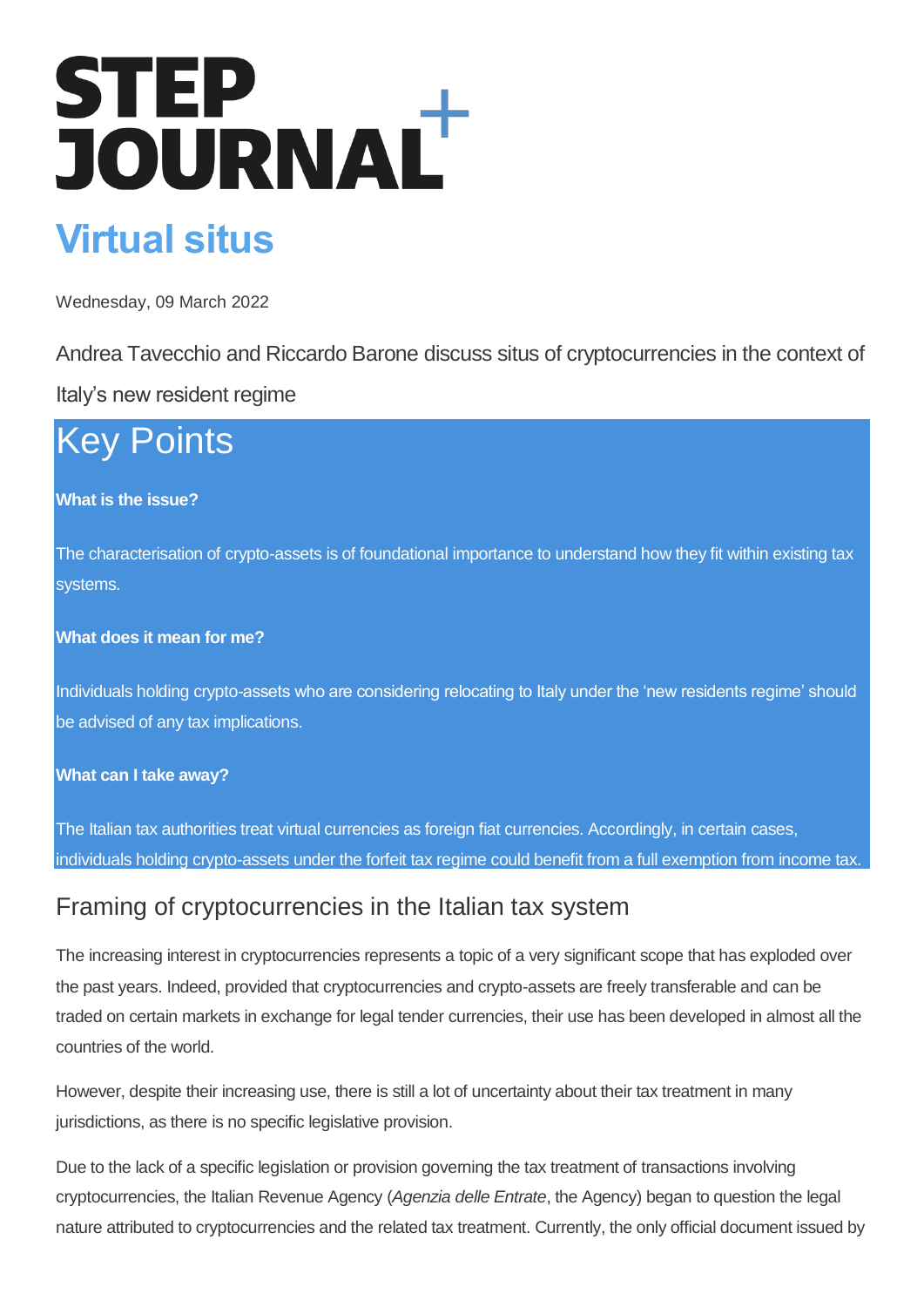# STEP JOURNAL+

# Virtual situs

Wednesday, 09 March 2022

Andrea Tavecchio and Riccardo Barone discuss situs of cryptocurrencies in the context of Italy's new resident regime

## Key Points

**What is the issue?**

The characterisation of crypto-assets is of foundational importance to understand how they fit within existing tax systems.

**What does it mean for me?**

Individuals holding crypto-assets who are considering relocating to Italy under the 'new residents regime' should be advised of any tax implications.

**What can I take away?**

The Italian tax authorities treat virtual currencies as foreign fiat currencies. Accordingly, in certain cases, individuals holding crypto-assets under the forfeit tax regime could benefit from a full exemption from income tax.

## Framing of cryptocurrencies in the Italian tax system

The increasing interest in cryptocurrencies represents a topic of a very significant scope that has exploded over the past years. Indeed, provided that cryptocurrencies and crypto-assets are freely transferable and can be traded on certain markets in exchange for legal tender currencies, their use has been developed in almost all the countries of the world.

However, despite their increasing use, there is still a lot of uncertainty about their tax treatment in many jurisdictions, as there is no specific legislative provision.

Due to the lack of a specific legislation or provision governing the tax treatment of transactions involving cryptocurrencies, the Italian Revenue Agency (*Agenzia delle Entrate*, the Agency) began to question the legal nature attributed to cryptocurrencies and the related tax treatment. Currently, the only official document issued by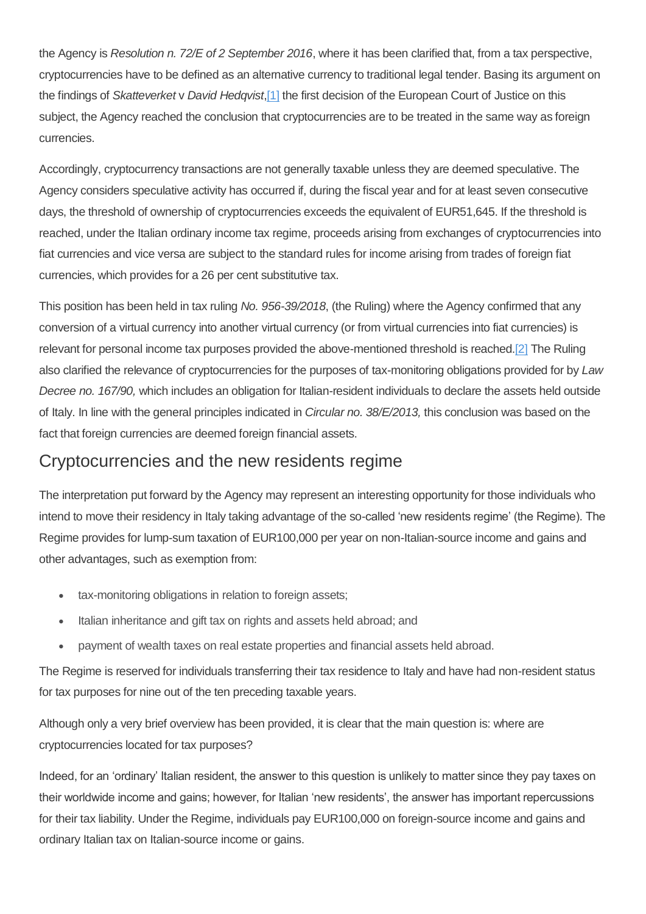the Agency is *Resolution n. 72/E of 2 September 2016*, where it has been clarified that, from a tax perspective, cryptocurrencies have to be defined as an alternative currency to traditional legal tender. Basing its argument on the findings of *Skatteverket* v *David Hedqvist*,[1] the first decision of the European Court of Justice on this subject, the Agency reached the conclusion that cryptocurrencies are to be treated in the same way as foreign currencies.

Accordingly, cryptocurrency transactions are not generally taxable unless they are deemed speculative. The Agency considers speculative activity has occurred if, during the fiscal year and for at least seven consecutive days, the threshold of ownership of cryptocurrencies exceeds the equivalent of EUR51,645. If the threshold is reached, under the Italian ordinary income tax regime, proceeds arising from exchanges of cryptocurrencies into fiat currencies and vice versa are subject to the standard rules for income arising from trades of foreign fiat currencies, which provides for a 26 per cent substitutive tax.

This position has been held in tax ruling *No. 956-39/2018*, (the Ruling) where the Agency confirmed that any conversion of a virtual currency into another virtual currency (or from virtual currencies into fiat currencies) is relevant for personal income tax purposes provided the above-mentioned threshold is reached.[2] The Ruling also clarified the relevance of cryptocurrencies for the purposes of tax-monitoring obligations provided for by *Law Decree no. 167/90,* which includes an obligation for Italian-resident individuals to declare the assets held outside of Italy. In line with the general principles indicated in *Circular no. 38/E/2013,* this conclusion was based on the fact that foreign currencies are deemed foreign financial assets.

## Cryptocurrencies and the new residents regime

The interpretation put forward by the Agency may represent an interesting opportunity for those individuals who intend to move their residency in Italy taking advantage of the so-called 'new residents regime' (the Regime). The Regime provides for lump-sum taxation of EUR100,000 per year on non-Italian-source income and gains and other advantages, such as exemption from:

- tax-monitoring obligations in relation to foreign assets;
- Italian inheritance and gift tax on rights and assets held abroad; and
- payment of wealth taxes on real estate properties and financial assets held abroad.

The Regime is reserved for individuals transferring their tax residence to Italy and have had non-resident status for tax purposes for nine out of the ten preceding taxable years.

Although only a very brief overview has been provided, it is clear that the main question is: where are cryptocurrencies located for tax purposes?

Indeed, for an 'ordinary' Italian resident, the answer to this question is unlikely to matter since they pay taxes on their worldwide income and gains; however, for Italian 'new residents', the answer has important repercussions for their tax liability. Under the Regime, individuals pay EUR100,000 on foreign-source income and gains and ordinary Italian tax on Italian-source income or gains.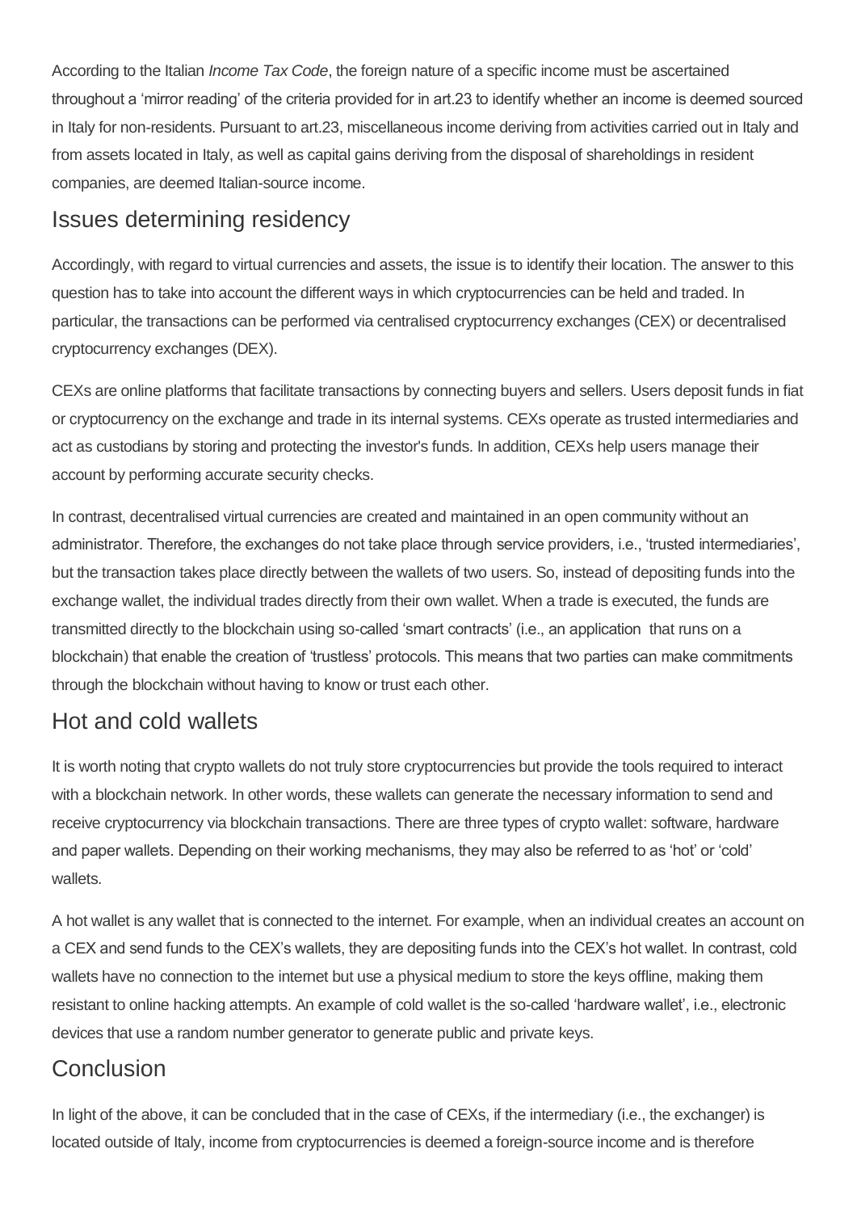According to the Italian *Income Tax Code*, the foreign nature of a specific income must be ascertained throughout a 'mirror reading' of the criteria provided for in art.23 to identify whether an income is deemed sourced in Italy for non-residents. Pursuant to art.23, miscellaneous income deriving from activities carried out in Italy and from assets located in Italy, as well as capital gains deriving from the disposal of shareholdings in resident companies, are deemed Italian-source income.

## Issues determining residency

Accordingly, with regard to virtual currencies and assets, the issue is to identify their location. The answer to this question has to take into account the different ways in which cryptocurrencies can be held and traded. In particular, the transactions can be performed via centralised cryptocurrency exchanges (CEX) or decentralised cryptocurrency exchanges (DEX).

CEXs are online platforms that facilitate transactions by connecting buyers and sellers. Users deposit funds in fiat or cryptocurrency on the exchange and trade in its internal systems. CEXs operate as trusted intermediaries and act as custodians by storing and protecting the investor's funds. In addition, CEXs help users manage their account by performing accurate security checks.

In contrast, decentralised virtual currencies are created and maintained in an open community without an administrator. Therefore, the exchanges do not take place through service providers, i.e., 'trusted intermediaries', but the transaction takes place directly between the wallets of two users. So, instead of depositing funds into the exchange wallet, the individual trades directly from their own wallet. When a trade is executed, the funds are transmitted directly to the blockchain using so-called 'smart contracts' (i.e., an application that runs on a blockchain) that enable the creation of 'trustless' protocols. This means that two parties can make commitments through the blockchain without having to know or trust each other.

## Hot and cold wallets

It is worth noting that crypto wallets do not truly store cryptocurrencies but provide the tools required to interact with a blockchain network. In other words, these wallets can generate the necessary information to send and receive cryptocurrency via blockchain transactions. There are three types of crypto wallet: software, hardware and paper wallets. Depending on their working mechanisms, they may also be referred to as 'hot' or 'cold' wallets.

A hot wallet is any wallet that is connected to the internet. For example, when an individual creates an account on a CEX and send funds to the CEX's wallets, they are depositing funds into the CEX's hot wallet. In contrast, cold wallets have no connection to the internet but use a physical medium to store the keys offline, making them resistant to online hacking attempts. An example of cold wallet is the so-called 'hardware wallet', i.e., electronic devices that use a random number generator to generate public and private keys.

## Conclusion

In light of the above, it can be concluded that in the case of CEXs, if the intermediary (i.e., the exchanger) is located outside of Italy, income from cryptocurrencies is deemed a foreign-source income and is therefore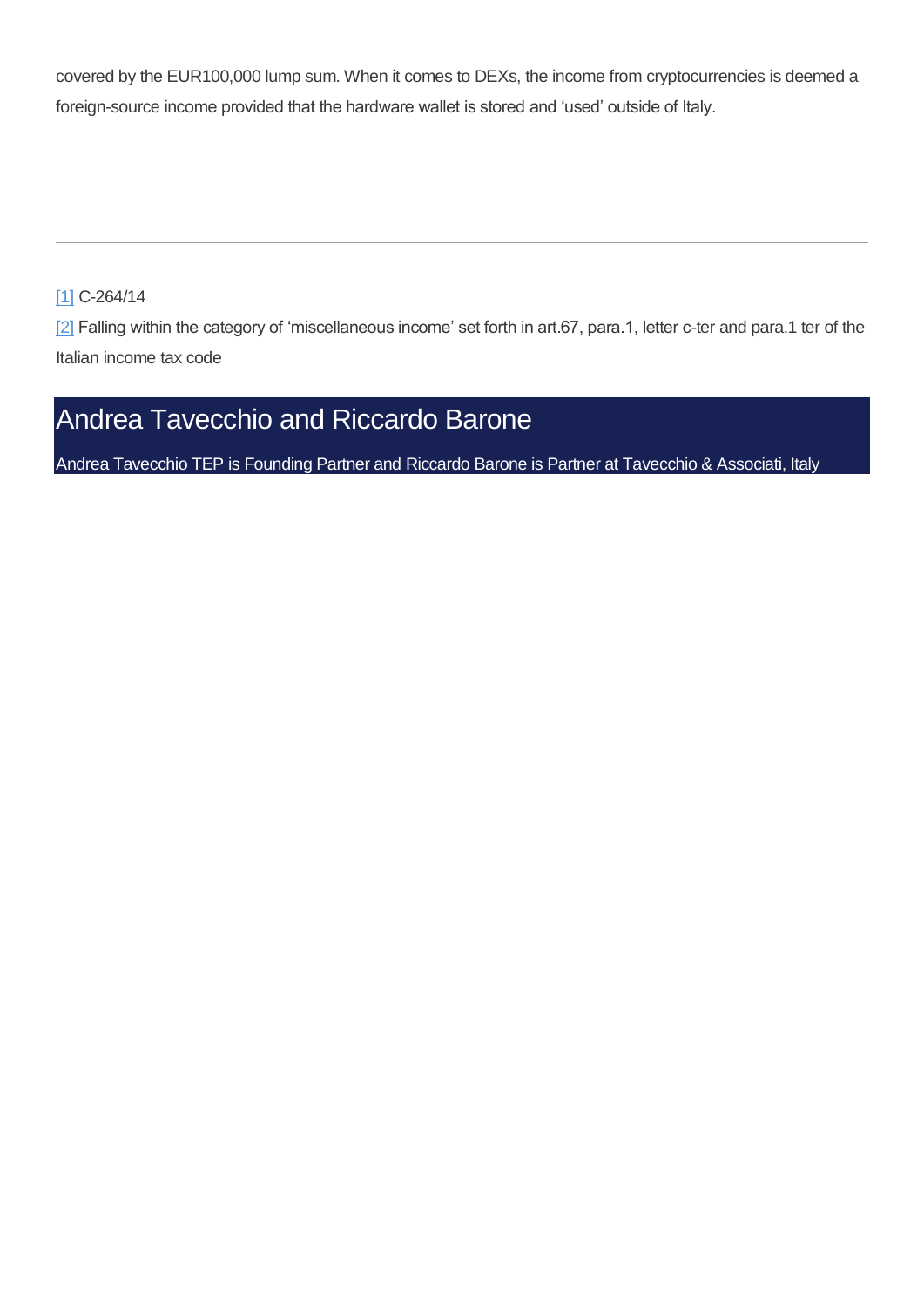covered by the EUR100,000 lump sum. When it comes to DEXs, the income from cryptocurrencies is deemed a foreign-source income provided that the hardware wallet is stored and 'used' outside of Italy.

---

[1] C-264/14

[2] Falling within the category of 'miscellaneous income' set forth in art.67, para.1, letter c-ter and para.1 ter of the Italian income tax code

## Andrea Tavecchio and Riccardo Barone

Andrea Tavecchio TEP is Founding Partner and Riccardo Barone is Partner at Tavecchio & Associati, Italy